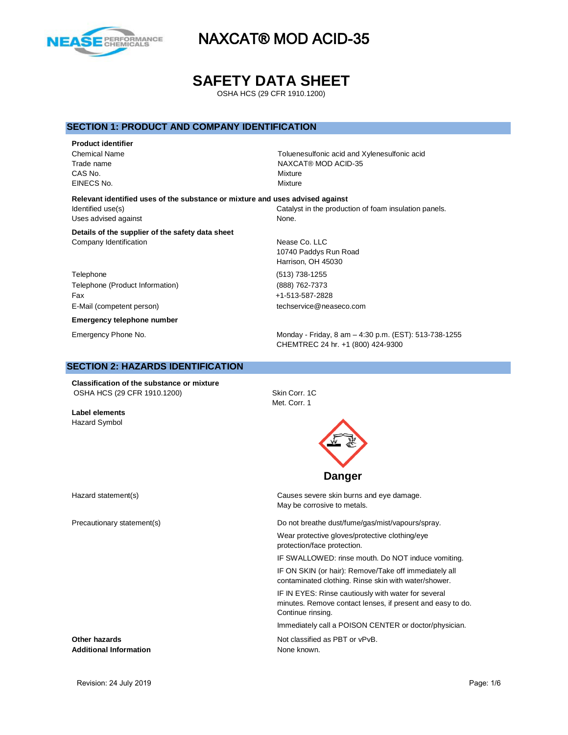# NAXCAT® MOD ACID-35

# SAFETY DATA SHEET

OSHA HCS (29 CFR 1910.1200)

## SECTION 1: PRODUCT AND COMPANY IDENTIFICATION

**Product identifier**

| | |
|---|---|
| Chemical Name | Toluenesulfonic acid and Xylenesulfonic acid |
| Trade name | NAXCAT® MOD ACID-35 |
| CAS No. | Mixture |
| EINECS No. | Mixture |

**Relevant identified uses of the substance or mixture and uses advised against**

| | |
|---|---|
| Identified use(s) | Catalyst in the production of foam insulation panels. |
| Uses advised against | None. |

**Details of the supplier of the safety data sheet**

| | |
|---|---|
| Company Identification | Nease Co. LLC<br>10740 Paddys Run Road<br>Harrison, OH 45030 |
| Telephone | (513) 738-1255 |
| Telephone (Product Information) | (888) 762-7373 |
| Fax | +1-513-587-2828 |
| E-Mail (competent person) | techservice@neaseco.com |

**Emergency telephone number**

| | |
|---|---|
| Emergency Phone No. | Monday - Friday, 8 am – 4:30 p.m. (EST): 513-738-1255<br>CHEMTREC 24 hr. +1 (800) 424-9300 |

## SECTION 2: HAZARDS IDENTIFICATION

**Classification of the substance or mixture**

| | |
|---|---|
| OSHA HCS (29 CFR 1910.1200) | Skin Corr. 1C<br>Met. Corr. 1 |

**Label elements**

Hazard Symbol

**Danger**

| | |
|---|---|
| Hazard statement(s) | Causes severe skin burns and eye damage.<br>May be corrosive to metals. |
| Precautionary statement(s) | Do not breathe dust/fume/gas/mist/vapours/spray.<br>Wear protective gloves/protective clothing/eye protection/face protection.<br>IF SWALLOWED: rinse mouth. Do NOT induce vomiting.<br>IF ON SKIN (or hair): Remove/Take off immediately all contaminated clothing. Rinse skin with water/shower.<br>IF IN EYES: Rinse cautiously with water for several minutes. Remove contact lenses, if present and easy to do. Continue rinsing.<br>Immediately call a POISON CENTER or doctor/physician. |
| **Other hazards** | Not classified as PBT or vPvB. |
| **Additional Information** | None known. |

Revision: 24 July 2019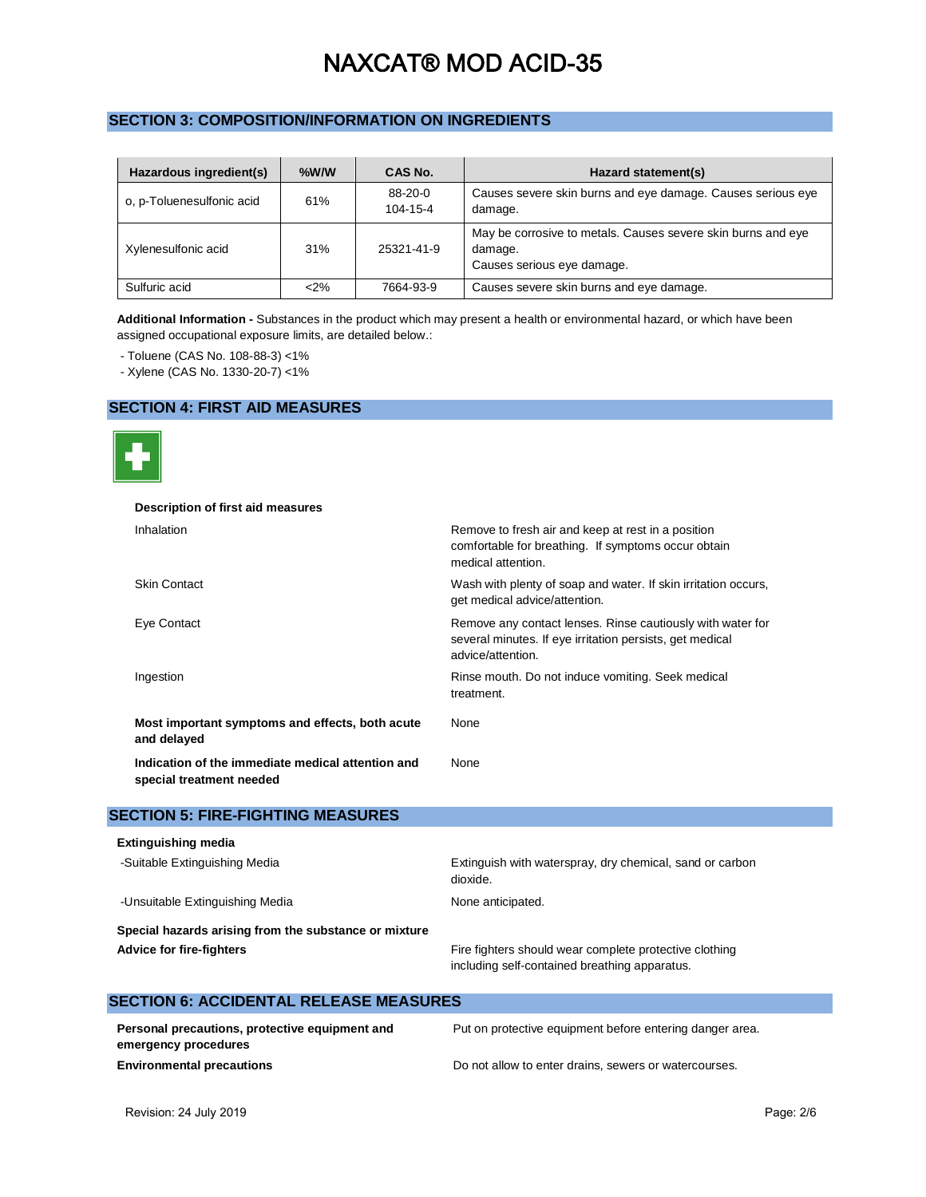# NAXCAT® MOD ACID-35

## SECTION 3: COMPOSITION/INFORMATION ON INGREDIENTS

| Hazardous ingredient(s) | %W/W | CAS No. | Hazard statement(s) |
|---|---|---|---|
| o, p-Toluenesulfonic acid | 61% | 88-20-0<br>104-15-4 | Causes severe skin burns and eye damage. Causes serious eye damage. |
| Xylenesulfonic acid | 31% | 25321-41-9 | May be corrosive to metals. Causes severe skin burns and eye damage.<br>Causes serious eye damage. |
| Sulfuric acid | <2% | 7664-93-9 | Causes severe skin burns and eye damage. |

**Additional Information -** Substances in the product which may present a health or environmental hazard, or which have been assigned occupational exposure limits, are detailed below.:

- Toluene (CAS No. 108-88-3) <1%
- Xylene (CAS No. 1330-20-7) <1%

## SECTION 4: FIRST AID MEASURES

**Description of first aid measures**

| | |
|---|---|
| Inhalation | Remove to fresh air and keep at rest in a position comfortable for breathing. If symptoms occur obtain medical attention. |
| Skin Contact | Wash with plenty of soap and water. If skin irritation occurs, get medical advice/attention. |
| Eye Contact | Remove any contact lenses. Rinse cautiously with water for several minutes. If eye irritation persists, get medical advice/attention. |
| Ingestion | Rinse mouth. Do not induce vomiting. Seek medical treatment. |

**Most important symptoms and effects, both acute and delayed:** None

**Indication of the immediate medical attention and special treatment needed:** None

## SECTION 5: FIRE-FIGHTING MEASURES

**Extinguishing media**

-Suitable Extinguishing Media: Extinguish with waterspray, dry chemical, sand or carbon dioxide.

-Unsuitable Extinguishing Media: None anticipated.

**Special hazards arising from the substance or mixture**

**Advice for fire-fighters:** Fire fighters should wear complete protective clothing including self-contained breathing apparatus.

## SECTION 6: ACCIDENTAL RELEASE MEASURES

**Personal precautions, protective equipment and emergency procedures:** Put on protective equipment before entering danger area.

**Environmental precautions:** Do not allow to enter drains, sewers or watercourses.

Revision: 24 July 2019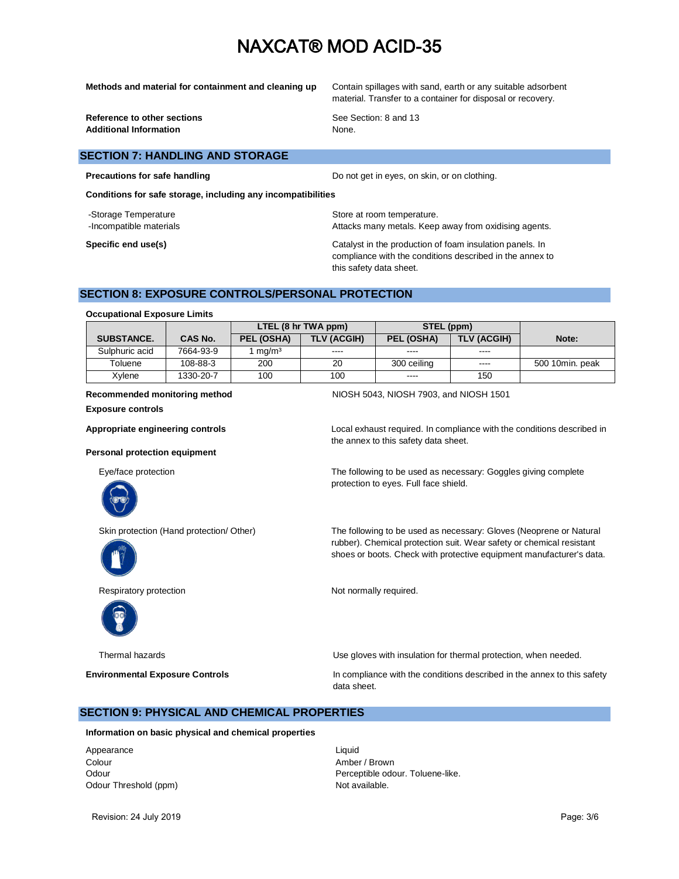**Methods and material for containment and cleaning up** Contain spillages with sand, earth or any suitable adsorbent material. Transfer to a container for disposal or recovery.

**Reference to other sections** See Section: 8 and 13

**Additional Information** None.

## SECTION 7: HANDLING AND STORAGE

**Precautions for safe handling** Do not get in eyes, on skin, or on clothing.

**Conditions for safe storage, including any incompatibilities**

-Storage Temperature: Store at room temperature.

-Incompatible materials: Attacks many metals. Keep away from oxidising agents.

**Specific end use(s)** Catalyst in the production of foam insulation panels. In compliance with the conditions described in the annex to this safety data sheet.

## SECTION 8: EXPOSURE CONTROLS/PERSONAL PROTECTION

**Occupational Exposure Limits**

| SUBSTANCE. | CAS No. | LTEL (8 hr TWA ppm) | | STEL (ppm) | | Note: |
|---|---|---|---|---|---|---|
| | | PEL (OSHA) | TLV (ACGIH) | PEL (OSHA) | TLV (ACGIH) | |
| Sulphuric acid | 7664-93-9 | 1 mg/m³ | ---- | ---- | ---- | |
| Toluene | 108-88-3 | 200 | 20 | 300 ceiling | ---- | 500 10min. peak |
| Xylene | 1330-20-7 | 100 | 100 | ---- | 150 | |

**Recommended monitoring method** NIOSH 5043, NIOSH 7903, and NIOSH 1501

**Exposure controls**

**Appropriate engineering controls** Local exhaust required. In compliance with the conditions described in the annex to this safety data sheet.

**Personal protection equipment**

Eye/face protection: The following to be used as necessary: Goggles giving complete protection to eyes. Full face shield.

Skin protection (Hand protection/ Other): The following to be used as necessary: Gloves (Neoprene or Natural rubber). Chemical protection suit. Wear safety or chemical resistant shoes or boots. Check with protective equipment manufacturer's data.

Respiratory protection: Not normally required.

Thermal hazards: Use gloves with insulation for thermal protection, when needed.

**Environmental Exposure Controls** In compliance with the conditions described in the annex to this safety data sheet.

## SECTION 9: PHYSICAL AND CHEMICAL PROPERTIES

**Information on basic physical and chemical properties**

Appearance: Liquid

Colour: Amber / Brown

Odour: Perceptible odour. Toluene-like.

Odour Threshold (ppm): Not available.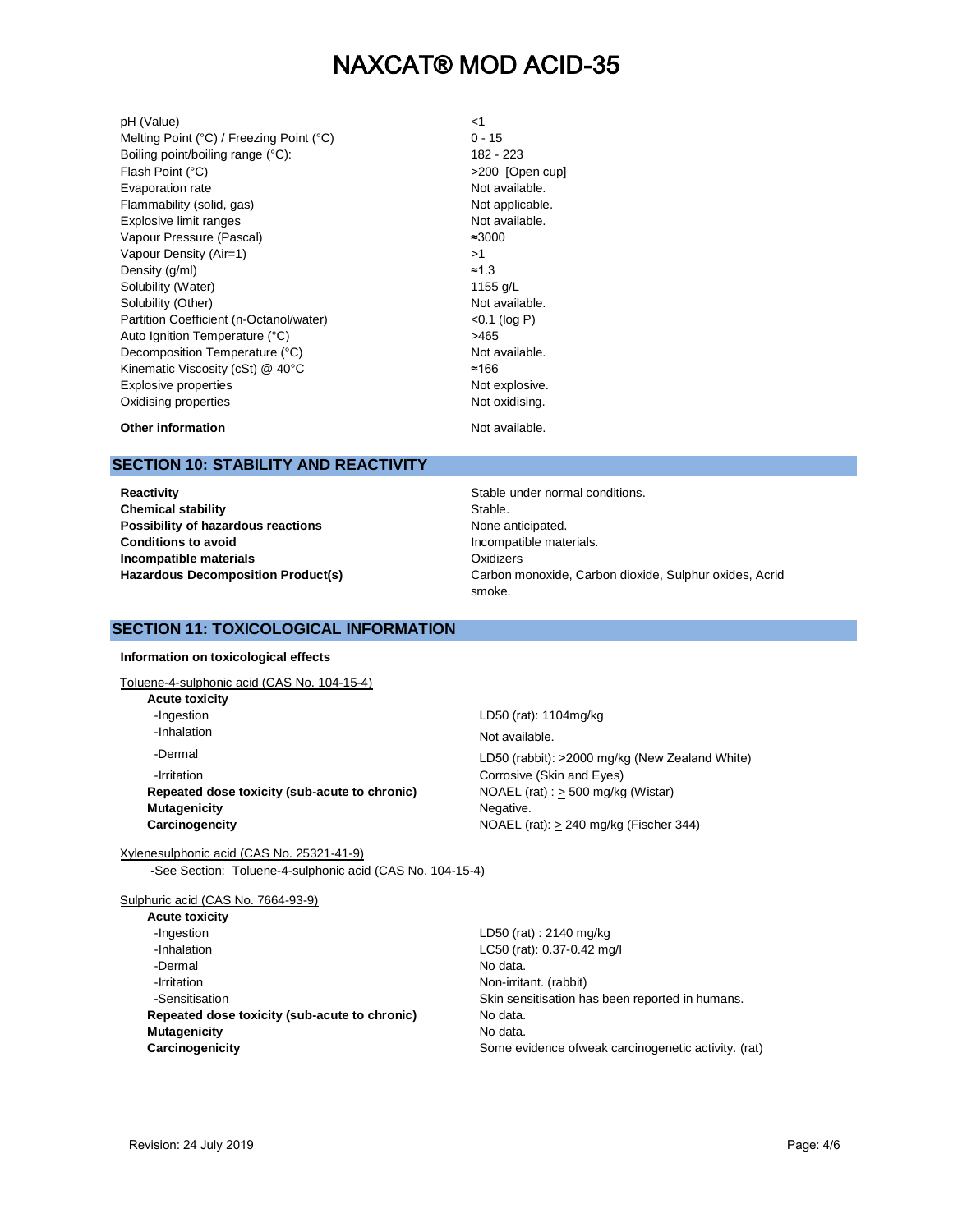| | |
|---|---|
| pH (Value) | <1 |
| Melting Point (°C) / Freezing Point (°C) | 0 - 15 |
| Boiling point/boiling range (°C): | 182 - 223 |
| Flash Point (°C) | >200 [Open cup] |
| Evaporation rate | Not available. |
| Flammability (solid, gas) | Not applicable. |
| Explosive limit ranges | Not available. |
| Vapour Pressure (Pascal) | ≈3000 |
| Vapour Density (Air=1) | >1 |
| Density (g/ml) | ≈1.3 |
| Solubility (Water) | 1155 g/L |
| Solubility (Other) | Not available. |
| Partition Coefficient (n-Octanol/water) | <0.1 (log P) |
| Auto Ignition Temperature (°C) | >465 |
| Decomposition Temperature (°C) | Not available. |
| Kinematic Viscosity (cSt) @ 40°C | ≈166 |
| Explosive properties | Not explosive. |
| Oxidising properties | Not oxidising. |

**Other information** Not available.

## SECTION 10: STABILITY AND REACTIVITY

| | |
|---|---|
| **Reactivity** | Stable under normal conditions. |
| **Chemical stability** | Stable. |
| **Possibility of hazardous reactions** | None anticipated. |
| **Conditions to avoid** | Incompatible materials. |
| **Incompatible materials** | Oxidizers |
| **Hazardous Decomposition Product(s)** | Carbon monoxide, Carbon dioxide, Sulphur oxides, Acrid smoke. |

## SECTION 11: TOXICOLOGICAL INFORMATION

**Information on toxicological effects**

Toluene-4-sulphonic acid (CAS No. 104-15-4)

| | |
|---|---|
| **Acute toxicity** | |
| -Ingestion | LD50 (rat): 1104mg/kg |
| -Inhalation | Not available. |
| -Dermal | LD50 (rabbit): >2000 mg/kg (New Zealand White) |
| -Irritation | Corrosive (Skin and Eyes) |
| **Repeated dose toxicity (sub-acute to chronic)** | NOAEL (rat) : ≥ 500 mg/kg (Wistar) |
| **Mutagenicity** | Negative. |
| **Carcinogencity** | NOAEL (rat): ≥ 240 mg/kg (Fischer 344) |

Xylenesulphonic acid (CAS No. 25321-41-9)

-See Section: Toluene-4-sulphonic acid (CAS No. 104-15-4)

Sulphuric acid (CAS No. 7664-93-9)

| | |
|---|---|
| **Acute toxicity** | |
| -Ingestion | LD50 (rat) : 2140 mg/kg |
| -Inhalation | LC50 (rat): 0.37-0.42 mg/l |
| -Dermal | No data. |
| -Irritation | Non-irritant. (rabbit) |
| -Sensitisation | Skin sensitisation has been reported in humans. |
| **Repeated dose toxicity (sub-acute to chronic)** | No data. |
| **Mutagenicity** | No data. |
| **Carcinogenicity** | Some evidence ofweak carcinogenetic activity. (rat) |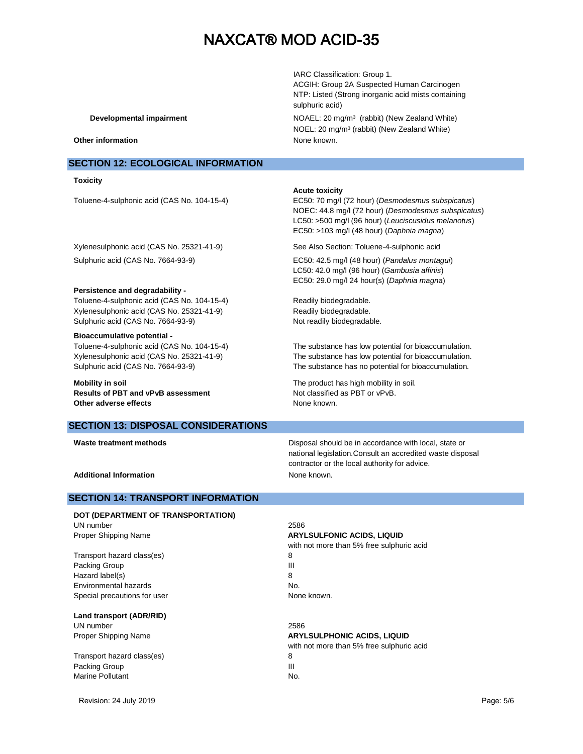IARC Classification: Group 1.
ACGIH: Group 2A Suspected Human Carcinogen
NTP: Listed (Strong inorganic acid mists containing sulphuric acid)

**Developmental impairment** — NOAEL: 20 mg/m³ (rabbit) (New Zealand White)
NOEL: 20 mg/m³ (rabbit) (New Zealand White)

**Other information** — None known.

## SECTION 12: ECOLOGICAL INFORMATION

**Toxicity**

**Acute toxicity**

Toluene-4-sulphonic acid (CAS No. 104-15-4)
EC50: 70 mg/l (72 hour) (*Desmodesmus subspicatus*)
NOEC: 44.8 mg/l (72 hour) (*Desmodesmus subspicatus*)
LC50: >500 mg/l (96 hour) (*Leuciscusidus melanotus*)
EC50: >103 mg/l (48 hour) (*Daphnia magna*)

Xylenesulphonic acid (CAS No. 25321-41-9) — See Also Section: Toluene-4-sulphonic acid

Sulphuric acid (CAS No. 7664-93-9)
EC50: 42.5 mg/l (48 hour) (*Pandalus montagui*)
LC50: 42.0 mg/l (96 hour) (*Gambusia affinis*)
EC50: 29.0 mg/l 24 hour(s) (*Daphnia magna*)

**Persistence and degradability -**

| | |
|---|---|
| Toluene-4-sulphonic acid (CAS No. 104-15-4) | Readily biodegradable. |
| Xylenesulphonic acid (CAS No. 25321-41-9) | Readily biodegradable. |
| Sulphuric acid (CAS No. 7664-93-9) | Not readily biodegradable. |

**Bioaccumulative potential -**

| | |
|---|---|
| Toluene-4-sulphonic acid (CAS No. 104-15-4) | The substance has low potential for bioaccumulation. |
| Xylenesulphonic acid (CAS No. 25321-41-9) | The substance has low potential for bioaccumulation. |
| Sulphuric acid (CAS No. 7664-93-9) | The substance has no potential for bioaccumulation. |

**Mobility in soil** — The product has high mobility in soil.
**Results of PBT and vPvB assessment** — Not classified as PBT or vPvB.
**Other adverse effects** — None known.

## SECTION 13: DISPOSAL CONSIDERATIONS

**Waste treatment methods** — Disposal should be in accordance with local, state or national legislation.Consult an accredited waste disposal contractor or the local authority for advice.

**Additional Information** — None known.

## SECTION 14: TRANSPORT INFORMATION

**DOT (DEPARTMENT OF TRANSPORTATION)**

| | |
|---|---|
| UN number | 2586 |
| Proper Shipping Name | **ARYLSULFONIC ACIDS, LIQUID** with not more than 5% free sulphuric acid |
| Transport hazard class(es) | 8 |
| Packing Group | III |
| Hazard label(s) | 8 |
| Environmental hazards | No. |
| Special precautions for user | None known. |

**Land transport (ADR/RID)**

| | |
|---|---|
| UN number | 2586 |
| Proper Shipping Name | **ARYLSULPHONIC ACIDS, LIQUID** with not more than 5% free sulphuric acid |
| Transport hazard class(es) | 8 |
| Packing Group | III |
| Marine Pollutant | No. |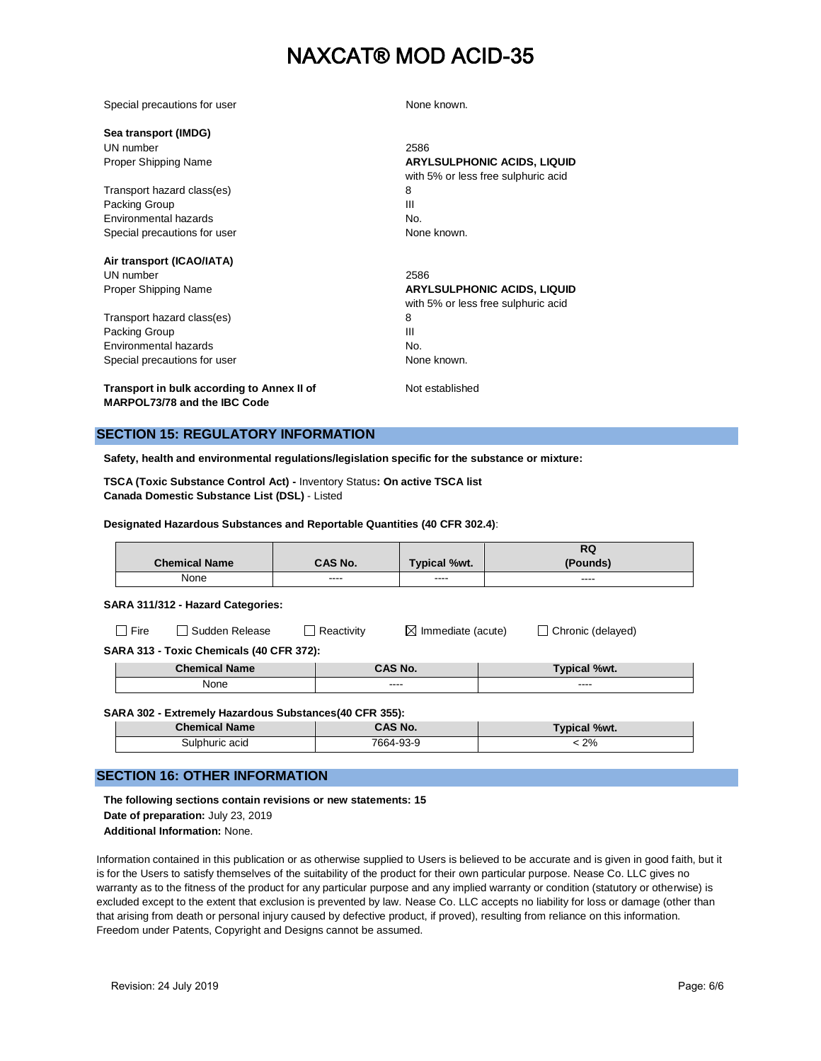Special precautions for user: None known.

**Sea transport (IMDG)**

| | |
|---|---|
| UN number | 2586 |
| Proper Shipping Name | **ARYLSULPHONIC ACIDS, LIQUID** with 5% or less free sulphuric acid |
| Transport hazard class(es) | 8 |
| Packing Group | III |
| Environmental hazards | No. |
| Special precautions for user | None known. |

**Air transport (ICAO/IATA)**

| | |
|---|---|
| UN number | 2586 |
| Proper Shipping Name | **ARYLSULPHONIC ACIDS, LIQUID** with 5% or less free sulphuric acid |
| Transport hazard class(es) | 8 |
| Packing Group | III |
| Environmental hazards | No. |
| Special precautions for user | None known. |

**Transport in bulk according to Annex II of MARPOL73/78 and the IBC Code**: Not established

## SECTION 15: REGULATORY INFORMATION

**Safety, health and environmental regulations/legislation specific for the substance or mixture:**

**TSCA (Toxic Substance Control Act) -** Inventory Status**: On active TSCA list**
**Canada Domestic Substance List (DSL)** - Listed

**Designated Hazardous Substances and Reportable Quantities (40 CFR 302.4)**:

| Chemical Name | CAS No. | Typical %wt. | RQ (Pounds) |
|---|---|---|---|
| None | ---- | ---- | ---- |

**SARA 311/312 - Hazard Categories:**

☐ Fire ☐ Sudden Release ☐ Reactivity ☒ Immediate (acute) ☐ Chronic (delayed)

**SARA 313 - Toxic Chemicals (40 CFR 372):**

| Chemical Name | CAS No. | Typical %wt. |
|---|---|---|
| None | ---- | ---- |

**SARA 302 - Extremely Hazardous Substances(40 CFR 355):**

| Chemical Name | CAS No. | Typical %wt. |
|---|---|---|
| Sulphuric acid | 7664-93-9 | < 2% |

## SECTION 16: OTHER INFORMATION

**The following sections contain revisions or new statements: 15**
**Date of preparation:** July 23, 2019
**Additional Information:** None.

Information contained in this publication or as otherwise supplied to Users is believed to be accurate and is given in good faith, but it is for the Users to satisfy themselves of the suitability of the product for their own particular purpose. Nease Co. LLC gives no warranty as to the fitness of the product for any particular purpose and any implied warranty or condition (statutory or otherwise) is excluded except to the extent that exclusion is prevented by law. Nease Co. LLC accepts no liability for loss or damage (other than that arising from death or personal injury caused by defective product, if proved), resulting from reliance on this information. Freedom under Patents, Copyright and Designs cannot be assumed.

Revision: 24 July 2019